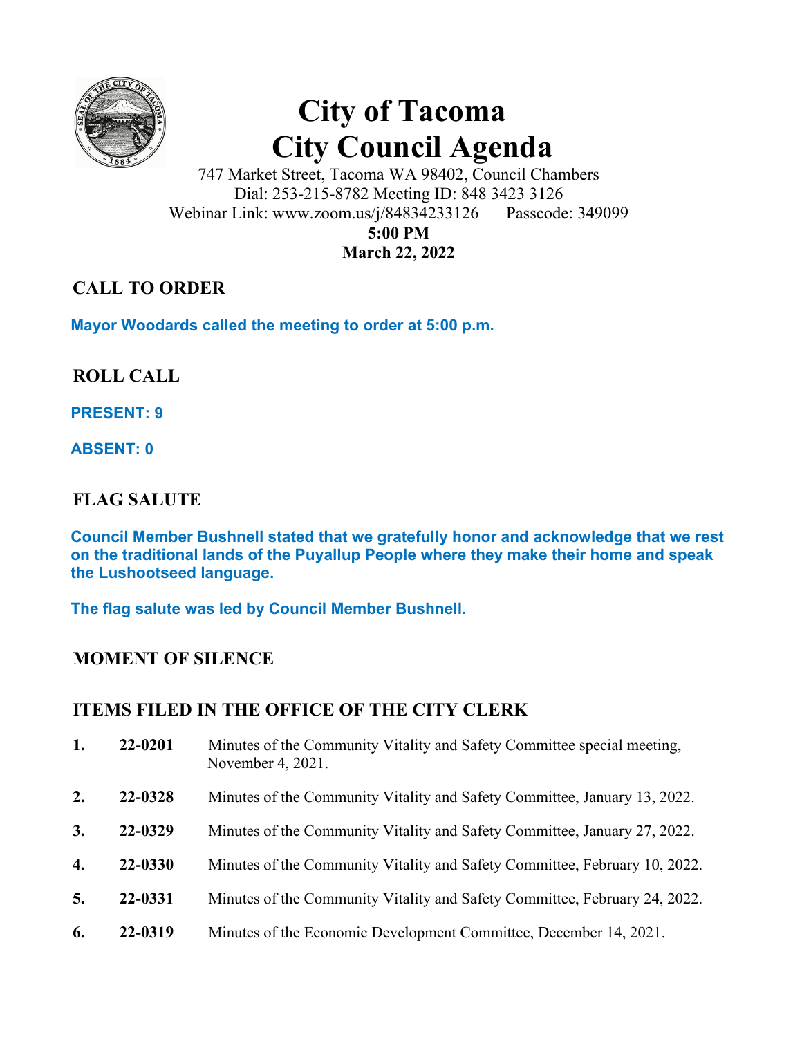# City of Tacoma
# City Council Agenda

747 Market Street, Tacoma WA 98402, Council Chambers
Dial: 253-215-8782 Meeting ID: 848 3423 3126
Webinar Link: www.zoom.us/j/84834233126 Passcode: 349099
**5:00 PM**
**March 22, 2022**

## CALL TO ORDER

**Mayor Woodards called the meeting to order at 5:00 p.m.**

## ROLL CALL

**PRESENT: 9**

**ABSENT: 0**

## FLAG SALUTE

**Council Member Bushnell stated that we gratefully honor and acknowledge that we rest on the traditional lands of the Puyallup People where they make their home and speak the Lushootseed language.**

**The flag salute was led by Council Member Bushnell.**

## MOMENT OF SILENCE

## ITEMS FILED IN THE OFFICE OF THE CITY CLERK

1. **22-0201** Minutes of the Community Vitality and Safety Committee special meeting, November 4, 2021.
2. **22-0328** Minutes of the Community Vitality and Safety Committee, January 13, 2022.
3. **22-0329** Minutes of the Community Vitality and Safety Committee, January 27, 2022.
4. **22-0330** Minutes of the Community Vitality and Safety Committee, February 10, 2022.
5. **22-0331** Minutes of the Community Vitality and Safety Committee, February 24, 2022.
6. **22-0319** Minutes of the Economic Development Committee, December 14, 2021.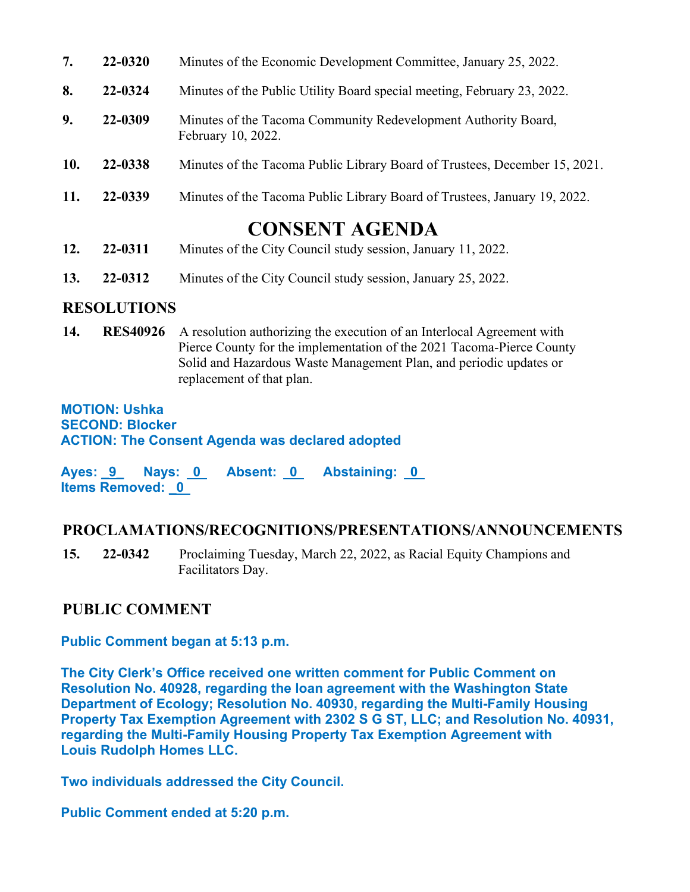**7.** **22-0320** Minutes of the Economic Development Committee, January 25, 2022.

**8.** **22-0324** Minutes of the Public Utility Board special meeting, February 23, 2022.

**9.** **22-0309** Minutes of the Tacoma Community Redevelopment Authority Board, February 10, 2022.

**10.** **22-0338** Minutes of the Tacoma Public Library Board of Trustees, December 15, 2021.

**11.** **22-0339** Minutes of the Tacoma Public Library Board of Trustees, January 19, 2022.

# CONSENT AGENDA

**12.** **22-0311** Minutes of the City Council study session, January 11, 2022.

**13.** **22-0312** Minutes of the City Council study session, January 25, 2022.

## RESOLUTIONS

**14.** **RES40926** A resolution authorizing the execution of an Interlocal Agreement with Pierce County for the implementation of the 2021 Tacoma-Pierce County Solid and Hazardous Waste Management Plan, and periodic updates or replacement of that plan.

**MOTION: Ushka**
**SECOND: Blocker**
**ACTION: The Consent Agenda was declared adopted**

**Ayes: 9 Nays: 0 Absent: 0 Abstaining: 0**
**Items Removed: 0**

## PROCLAMATIONS/RECOGNITIONS/PRESENTATIONS/ANNOUNCEMENTS

**15.** **22-0342** Proclaiming Tuesday, March 22, 2022, as Racial Equity Champions and Facilitators Day.

## PUBLIC COMMENT

**Public Comment began at 5:13 p.m.**

**The City Clerk's Office received one written comment for Public Comment on Resolution No. 40928, regarding the loan agreement with the Washington State Department of Ecology; Resolution No. 40930, regarding the Multi-Family Housing Property Tax Exemption Agreement with 2302 S G ST, LLC; and Resolution No. 40931, regarding the Multi-Family Housing Property Tax Exemption Agreement with Louis Rudolph Homes LLC.**

**Two individuals addressed the City Council.**

**Public Comment ended at 5:20 p.m.**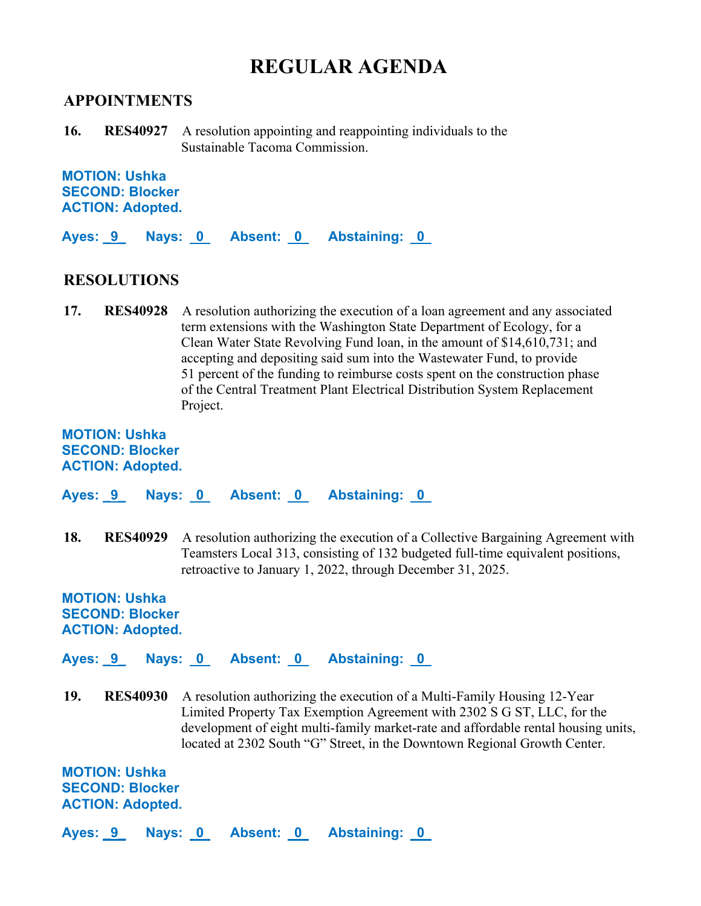# REGULAR AGENDA

## APPOINTMENTS

**16.** **RES40927** A resolution appointing and reappointing individuals to the Sustainable Tacoma Commission.

**MOTION: Ushka**
**SECOND: Blocker**
**ACTION: Adopted.**

**Ayes: 9 Nays: 0 Absent: 0 Abstaining: 0**

## RESOLUTIONS

**17.** **RES40928** A resolution authorizing the execution of a loan agreement and any associated term extensions with the Washington State Department of Ecology, for a Clean Water State Revolving Fund loan, in the amount of $14,610,731; and accepting and depositing said sum into the Wastewater Fund, to provide 51 percent of the funding to reimburse costs spent on the construction phase of the Central Treatment Plant Electrical Distribution System Replacement Project.

**MOTION: Ushka**
**SECOND: Blocker**
**ACTION: Adopted.**

**Ayes: 9 Nays: 0 Absent: 0 Abstaining: 0**

**18.** **RES40929** A resolution authorizing the execution of a Collective Bargaining Agreement with Teamsters Local 313, consisting of 132 budgeted full-time equivalent positions, retroactive to January 1, 2022, through December 31, 2025.

**MOTION: Ushka**
**SECOND: Blocker**
**ACTION: Adopted.**

**Ayes: 9 Nays: 0 Absent: 0 Abstaining: 0**

**19.** **RES40930** A resolution authorizing the execution of a Multi-Family Housing 12-Year Limited Property Tax Exemption Agreement with 2302 S G ST, LLC, for the development of eight multi-family market-rate and affordable rental housing units, located at 2302 South "G" Street, in the Downtown Regional Growth Center.

**MOTION: Ushka**
**SECOND: Blocker**
**ACTION: Adopted.**

**Ayes: 9 Nays: 0 Absent: 0 Abstaining: 0**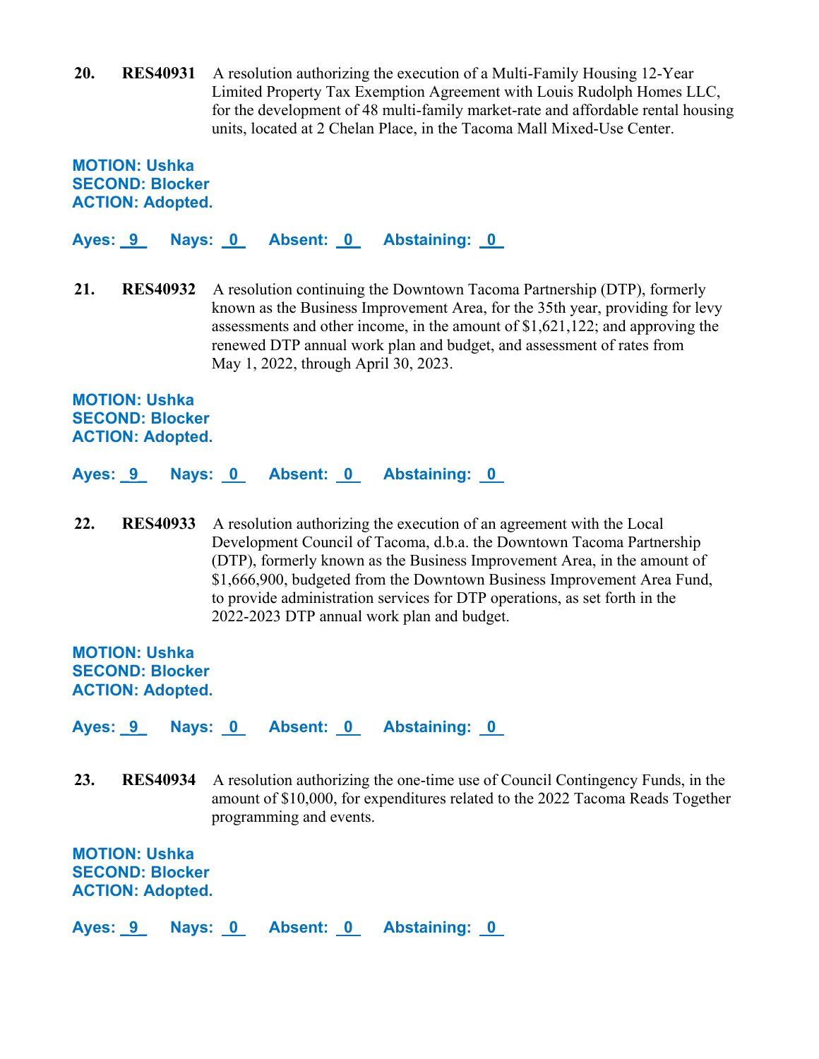**20.** **RES40931** A resolution authorizing the execution of a Multi-Family Housing 12-Year Limited Property Tax Exemption Agreement with Louis Rudolph Homes LLC, for the development of 48 multi-family market-rate and affordable rental housing units, located at 2 Chelan Place, in the Tacoma Mall Mixed-Use Center.

**MOTION: Ushka**
**SECOND: Blocker**
**ACTION: Adopted.**

**Ayes: _9_ Nays: _0_ Absent: _0_ Abstaining: _0_**

**21.** **RES40932** A resolution continuing the Downtown Tacoma Partnership (DTP), formerly known as the Business Improvement Area, for the 35th year, providing for levy assessments and other income, in the amount of $1,621,122; and approving the renewed DTP annual work plan and budget, and assessment of rates from May 1, 2022, through April 30, 2023.

**MOTION: Ushka**
**SECOND: Blocker**
**ACTION: Adopted.**

**Ayes: _9_ Nays: _0_ Absent: _0_ Abstaining: _0_**

**22.** **RES40933** A resolution authorizing the execution of an agreement with the Local Development Council of Tacoma, d.b.a. the Downtown Tacoma Partnership (DTP), formerly known as the Business Improvement Area, in the amount of $1,666,900, budgeted from the Downtown Business Improvement Area Fund, to provide administration services for DTP operations, as set forth in the 2022-2023 DTP annual work plan and budget.

**MOTION: Ushka**
**SECOND: Blocker**
**ACTION: Adopted.**

**Ayes: _9_ Nays: _0_ Absent: _0_ Abstaining: _0_**

**23.** **RES40934** A resolution authorizing the one-time use of Council Contingency Funds, in the amount of $10,000, for expenditures related to the 2022 Tacoma Reads Together programming and events.

**MOTION: Ushka**
**SECOND: Blocker**
**ACTION: Adopted.**

**Ayes: _9_ Nays: _0_ Absent: _0_ Abstaining: _0_**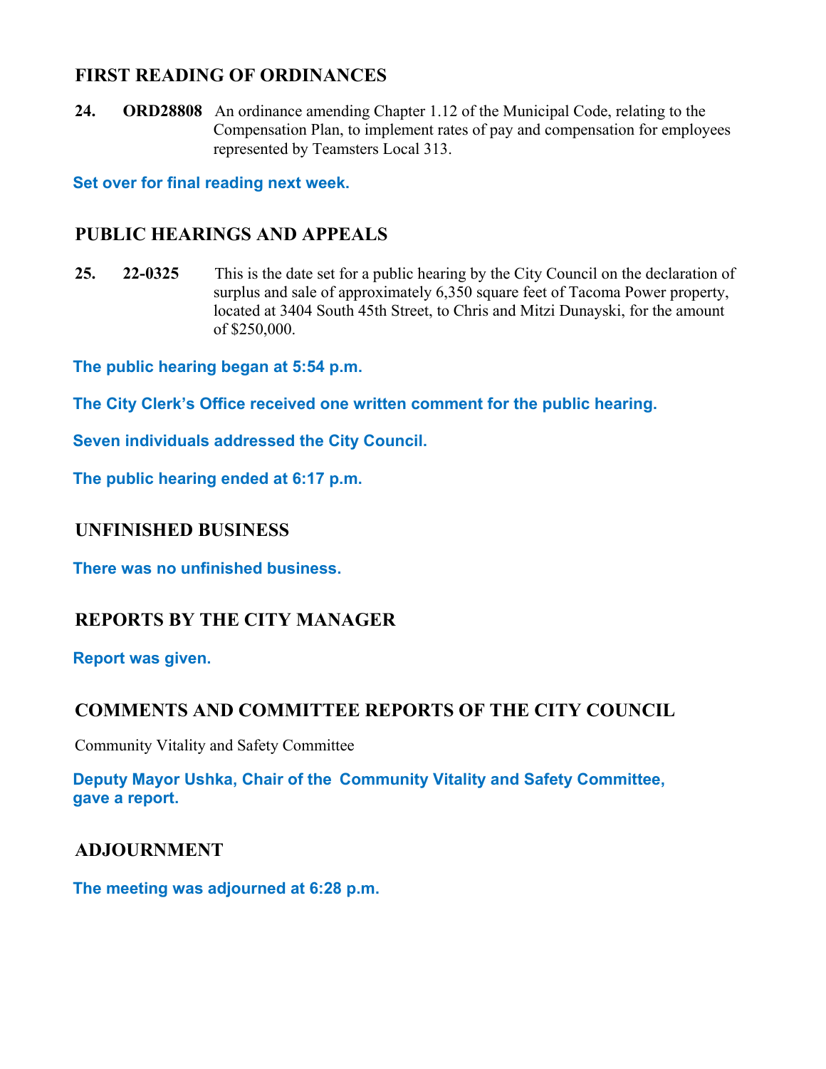## FIRST READING OF ORDINANCES

**24.** **ORD28808** An ordinance amending Chapter 1.12 of the Municipal Code, relating to the Compensation Plan, to implement rates of pay and compensation for employees represented by Teamsters Local 313.

**Set over for final reading next week.**

## PUBLIC HEARINGS AND APPEALS

**25.** **22-0325** This is the date set for a public hearing by the City Council on the declaration of surplus and sale of approximately 6,350 square feet of Tacoma Power property, located at 3404 South 45th Street, to Chris and Mitzi Dunayski, for the amount of $250,000.

**The public hearing began at 5:54 p.m.**

**The City Clerk's Office received one written comment for the public hearing.**

**Seven individuals addressed the City Council.**

**The public hearing ended at 6:17 p.m.**

## UNFINISHED BUSINESS

**There was no unfinished business.**

## REPORTS BY THE CITY MANAGER

**Report was given.**

## COMMENTS AND COMMITTEE REPORTS OF THE CITY COUNCIL

Community Vitality and Safety Committee

**Deputy Mayor Ushka, Chair of the Community Vitality and Safety Committee, gave a report.**

## ADJOURNMENT

**The meeting was adjourned at 6:28 p.m.**